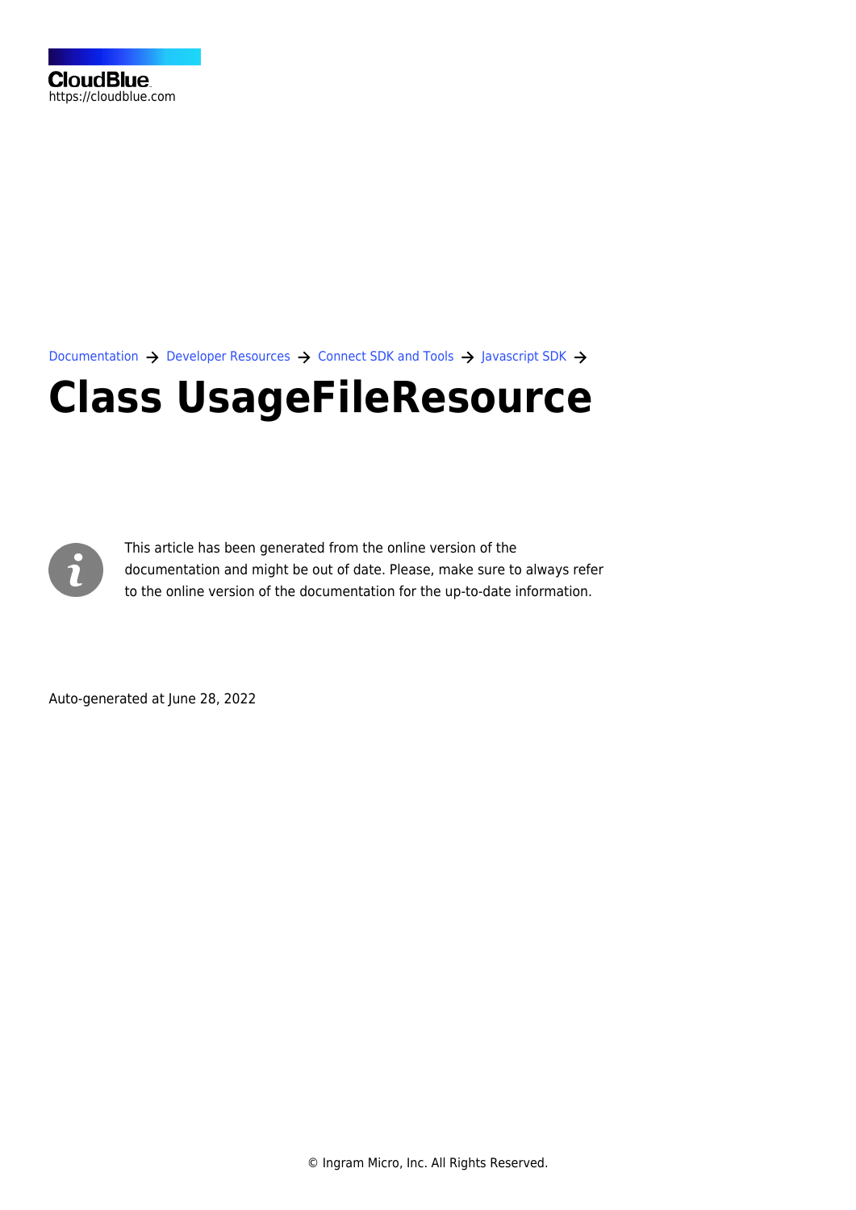CloudBlue
https://cloudblue.com

Documentation → Developer Resources → Connect SDK and Tools → Javascript SDK →

# Class UsageFileResource

This article has been generated from the online version of the documentation and might be out of date. Please, make sure to always refer to the online version of the documentation for the up-to-date information.

Auto-generated at June 28, 2022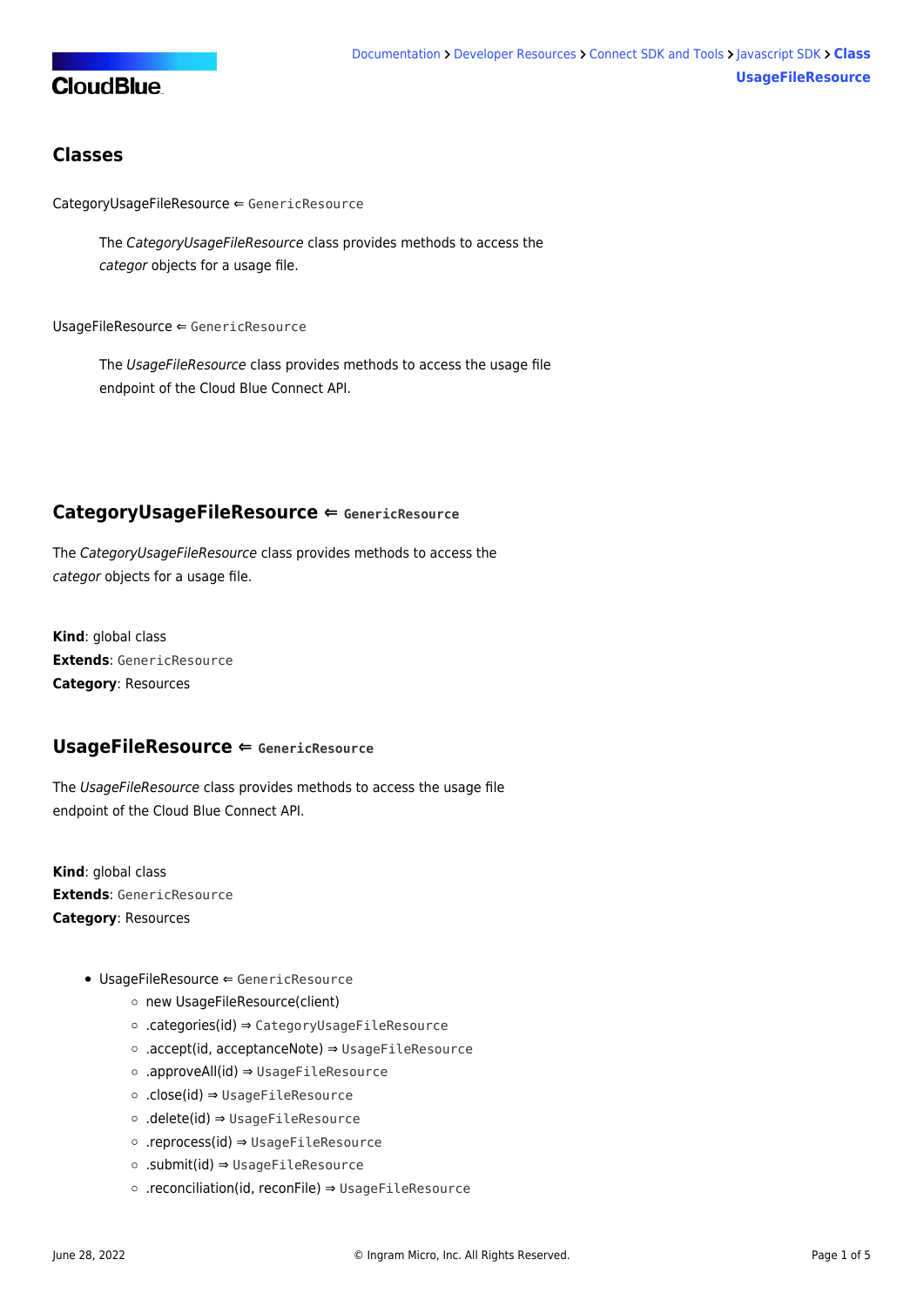## Classes

CategoryUsageFileResource ⇐ `GenericResource`

> The *CategoryUsageFileResource* class provides methods to access the *categor* objects for a usage file.

UsageFileResource ⇐ `GenericResource`

> The *UsageFileResource* class provides methods to access the usage file endpoint of the Cloud Blue Connect API.

## CategoryUsageFileResource ⇐ `GenericResource`

The *CategoryUsageFileResource* class provides methods to access the *categor* objects for a usage file.

**Kind**: global class
**Extends**: `GenericResource`
**Category**: Resources

## UsageFileResource ⇐ `GenericResource`

The *UsageFileResource* class provides methods to access the usage file endpoint of the Cloud Blue Connect API.

**Kind**: global class
**Extends**: `GenericResource`
**Category**: Resources

- UsageFileResource ⇐ `GenericResource`
  - new UsageFileResource(client)
  - .categories(id) ⇒ `CategoryUsageFileResource`
  - .accept(id, acceptanceNote) ⇒ `UsageFileResource`
  - .approveAll(id) ⇒ `UsageFileResource`
  - .close(id) ⇒ `UsageFileResource`
  - .delete(id) ⇒ `UsageFileResource`
  - .reprocess(id) ⇒ `UsageFileResource`
  - .submit(id) ⇒ `UsageFileResource`
  - .reconciliation(id, reconFile) ⇒ `UsageFileResource`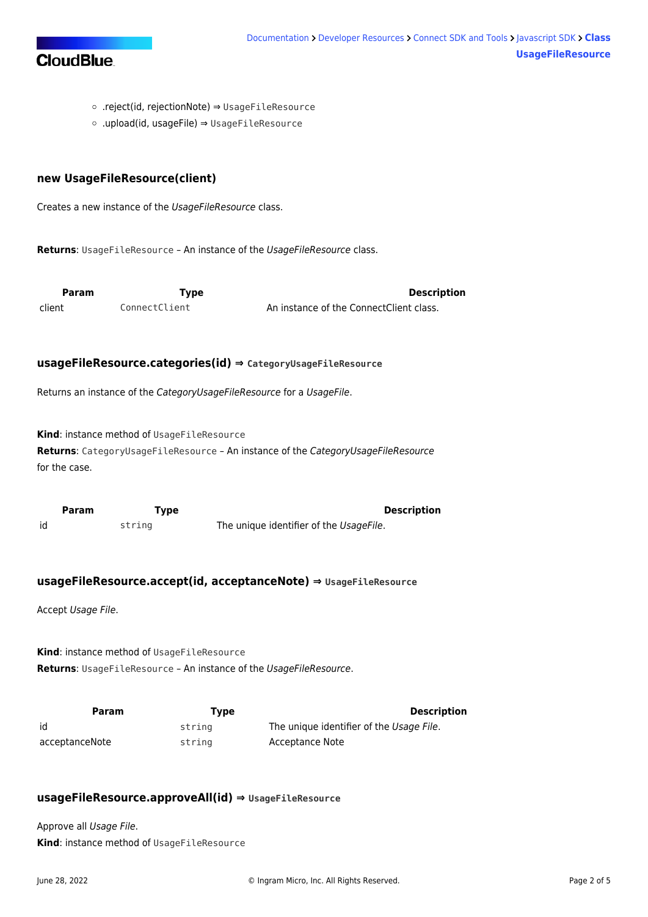- .reject(id, rejectionNote) ⇒ `UsageFileResource`
- .upload(id, usageFile) ⇒ `UsageFileResource`

### new UsageFileResource(client)

Creates a new instance of the *UsageFileResource* class.

**Returns**: `UsageFileResource` – An instance of the *UsageFileResource* class.

| Param | Type | Description |
|---|---|---|
| client | `ConnectClient` | An instance of the ConnectClient class. |

### usageFileResource.categories(id) ⇒ `CategoryUsageFileResource`

Returns an instance of the *CategoryUsageFileResource* for a *UsageFile*.

**Kind**: instance method of `UsageFileResource`
**Returns**: `CategoryUsageFileResource` – An instance of the *CategoryUsageFileResource* for the case.

| Param | Type | Description |
|---|---|---|
| id | `string` | The unique identifier of the *UsageFile*. |

### usageFileResource.accept(id, acceptanceNote) ⇒ `UsageFileResource`

Accept *Usage File*.

**Kind**: instance method of `UsageFileResource`
**Returns**: `UsageFileResource` – An instance of the *UsageFileResource*.

| Param | Type | Description |
|---|---|---|
| id | `string` | The unique identifier of the *Usage File*. |
| acceptanceNote | `string` | Acceptance Note |

### usageFileResource.approveAll(id) ⇒ `UsageFileResource`

Approve all *Usage File*.
**Kind**: instance method of `UsageFileResource`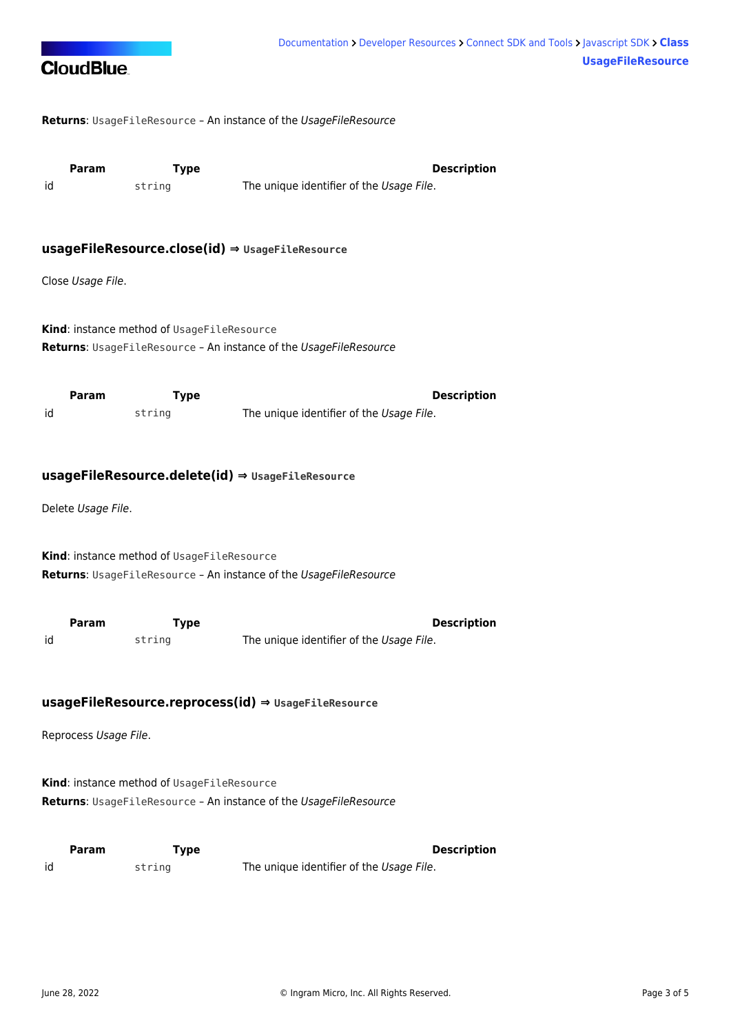**Returns**: `UsageFileResource` – An instance of the *UsageFileResource*

| Param | Type | Description |
| --- | --- | --- |
| id | `string` | The unique identifier of the *Usage File*. |

### usageFileResource.close(id) ⇒ `UsageFileResource`

Close *Usage File*.

**Kind**: instance method of `UsageFileResource`
**Returns**: `UsageFileResource` – An instance of the *UsageFileResource*

| Param | Type | Description |
| --- | --- | --- |
| id | `string` | The unique identifier of the *Usage File*. |

### usageFileResource.delete(id) ⇒ `UsageFileResource`

Delete *Usage File*.

**Kind**: instance method of `UsageFileResource`
**Returns**: `UsageFileResource` – An instance of the *UsageFileResource*

| Param | Type | Description |
| --- | --- | --- |
| id | `string` | The unique identifier of the *Usage File*. |

### usageFileResource.reprocess(id) ⇒ `UsageFileResource`

Reprocess *Usage File*.

**Kind**: instance method of `UsageFileResource`
**Returns**: `UsageFileResource` – An instance of the *UsageFileResource*

| Param | Type | Description |
| --- | --- | --- |
| id | `string` | The unique identifier of the *Usage File*. |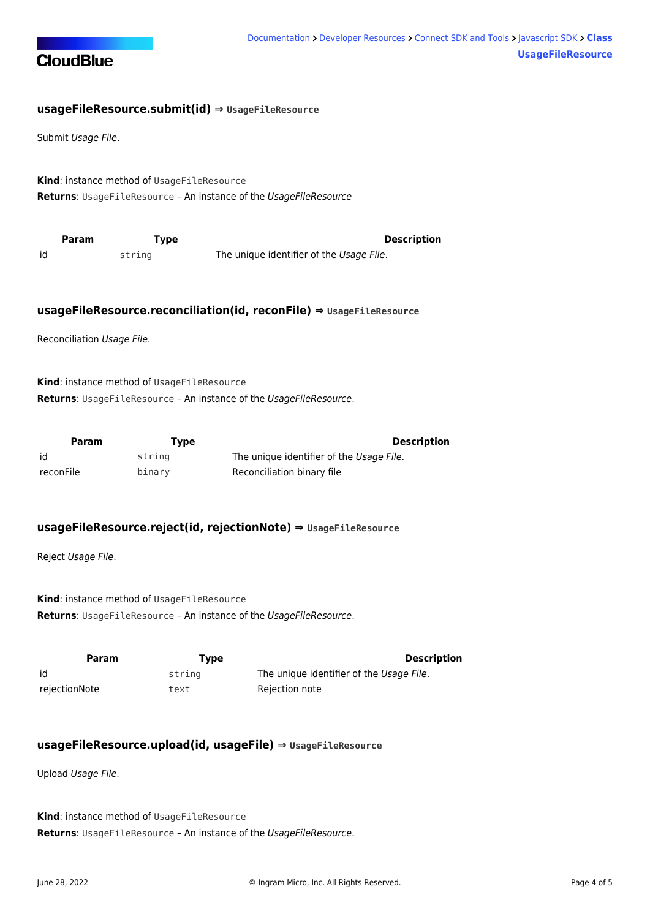### usageFileResource.submit(id) ⇒ `UsageFileResource`

Submit *Usage File*.

**Kind**: instance method of `UsageFileResource`
**Returns**: `UsageFileResource` – An instance of the *UsageFileResource*

| Param | Type | Description |
| --- | --- | --- |
| id | `string` | The unique identifier of the *Usage File*. |

### usageFileResource.reconciliation(id, reconFile) ⇒ `UsageFileResource`

Reconciliation *Usage File*.

**Kind**: instance method of `UsageFileResource`
**Returns**: `UsageFileResource` – An instance of the *UsageFileResource*.

| Param | Type | Description |
| --- | --- | --- |
| id | `string` | The unique identifier of the *Usage File*. |
| reconFile | `binary` | Reconciliation binary file |

### usageFileResource.reject(id, rejectionNote) ⇒ `UsageFileResource`

Reject *Usage File*.

**Kind**: instance method of `UsageFileResource`
**Returns**: `UsageFileResource` – An instance of the *UsageFileResource*.

| Param | Type | Description |
| --- | --- | --- |
| id | `string` | The unique identifier of the *Usage File*. |
| rejectionNote | `text` | Rejection note |

### usageFileResource.upload(id, usageFile) ⇒ `UsageFileResource`

Upload *Usage File*.

**Kind**: instance method of `UsageFileResource`
**Returns**: `UsageFileResource` – An instance of the *UsageFileResource*.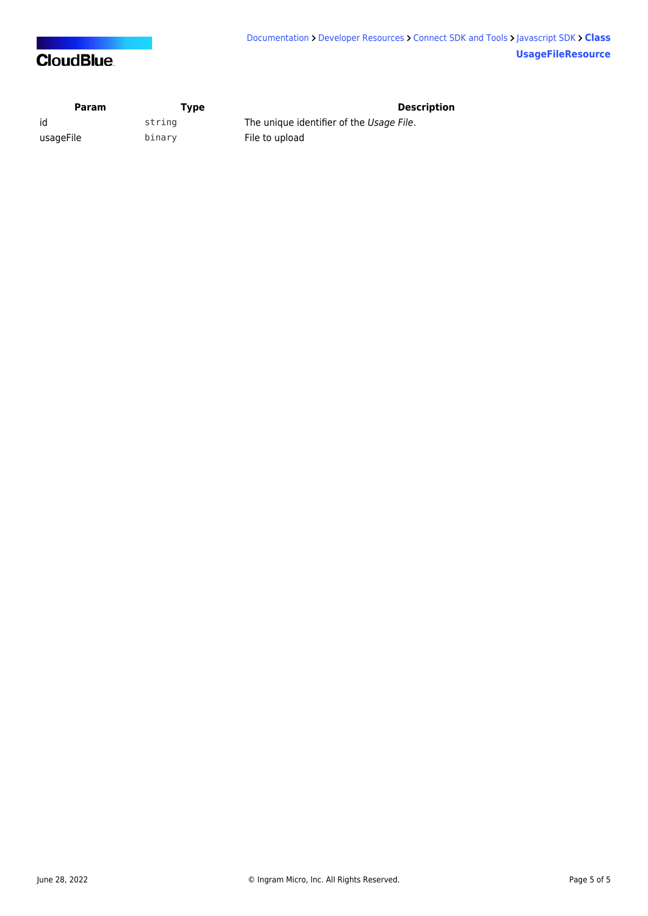| Param | Type | Description |
| --- | --- | --- |
| id | `string` | The unique identifier of the *Usage File*. |
| usageFile | `binary` | File to upload |